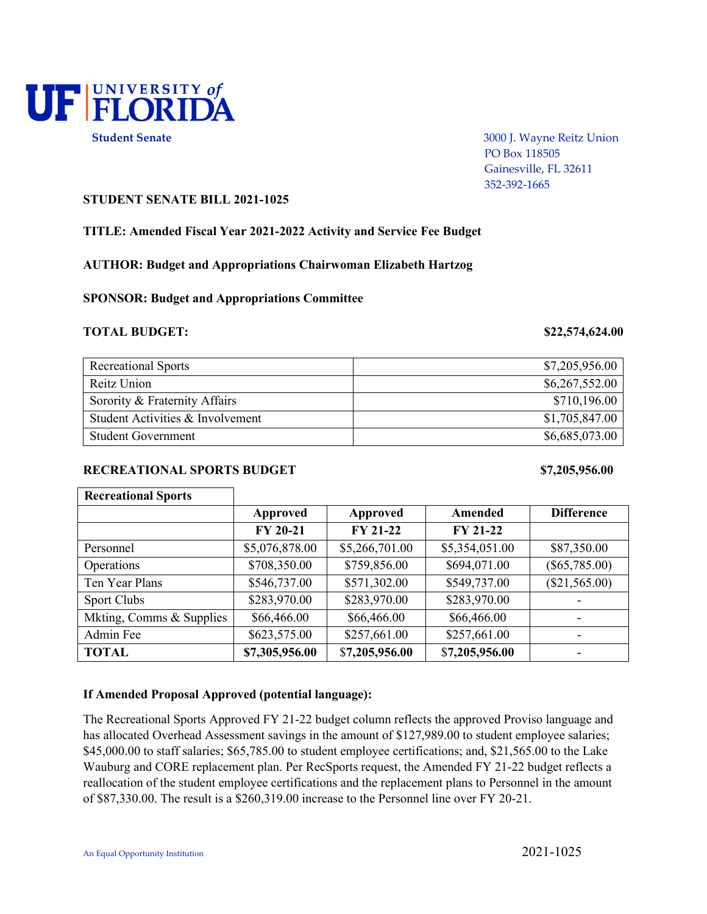# UF | UNIVERSITY of FLORIDA

**Student Senate**

3000 J. Wayne Reitz Union
PO Box 118505
Gainesville, FL 32611
352-392-1665

**STUDENT SENATE BILL 2021-1025**

**TITLE: Amended Fiscal Year 2021-2022 Activity and Service Fee Budget**

**AUTHOR: Budget and Appropriations Chairwoman Elizabeth Hartzog**

**SPONSOR: Budget and Appropriations Committee**

**TOTAL BUDGET: $22,574,624.00**

| | |
|---|---|
| Recreational Sports | $7,205,956.00 |
| Reitz Union | $6,267,552.00 |
| Sorority & Fraternity Affairs | $710,196.00 |
| Student Activities & Involvement | $1,705,847.00 |
| Student Government | $6,685,073.00 |

**RECREATIONAL SPORTS BUDGET $7,205,956.00**

| **Recreational Sports** | | | | |
|---|---|---|---|---|
| | **Approved FY 20-21** | **Approved FY 21-22** | **Amended FY 21-22** | **Difference** |
| Personnel | $5,076,878.00 | $5,266,701.00 | $5,354,051.00 | $87,350.00 |
| Operations | $708,350.00 | $759,856.00 | $694,071.00 | ($65,785.00) |
| Ten Year Plans | $546,737.00 | $571,302.00 | $549,737.00 | ($21,565.00) |
| Sport Clubs | $283,970.00 | $283,970.00 | $283,970.00 | - |
| Mkting, Comms & Supplies | $66,466.00 | $66,466.00 | $66,466.00 | - |
| Admin Fee | $623,575.00 | $257,661.00 | $257,661.00 | - |
| **TOTAL** | **$7,305,956.00** | **$7,205,956.00** | **$7,205,956.00** | - |

**If Amended Proposal Approved (potential language):**

The Recreational Sports Approved FY 21-22 budget column reflects the approved Proviso language and has allocated Overhead Assessment savings in the amount of $127,989.00 to student employee salaries; $45,000.00 to staff salaries; $65,785.00 to student employee certifications; and, $21,565.00 to the Lake Wauburg and CORE replacement plan. Per RecSports request, the Amended FY 21-22 budget reflects a reallocation of the student employee certifications and the replacement plans to Personnel in the amount of $87,330.00. The result is a $260,319.00 increase to the Personnel line over FY 20-21.

An Equal Opportunity Institution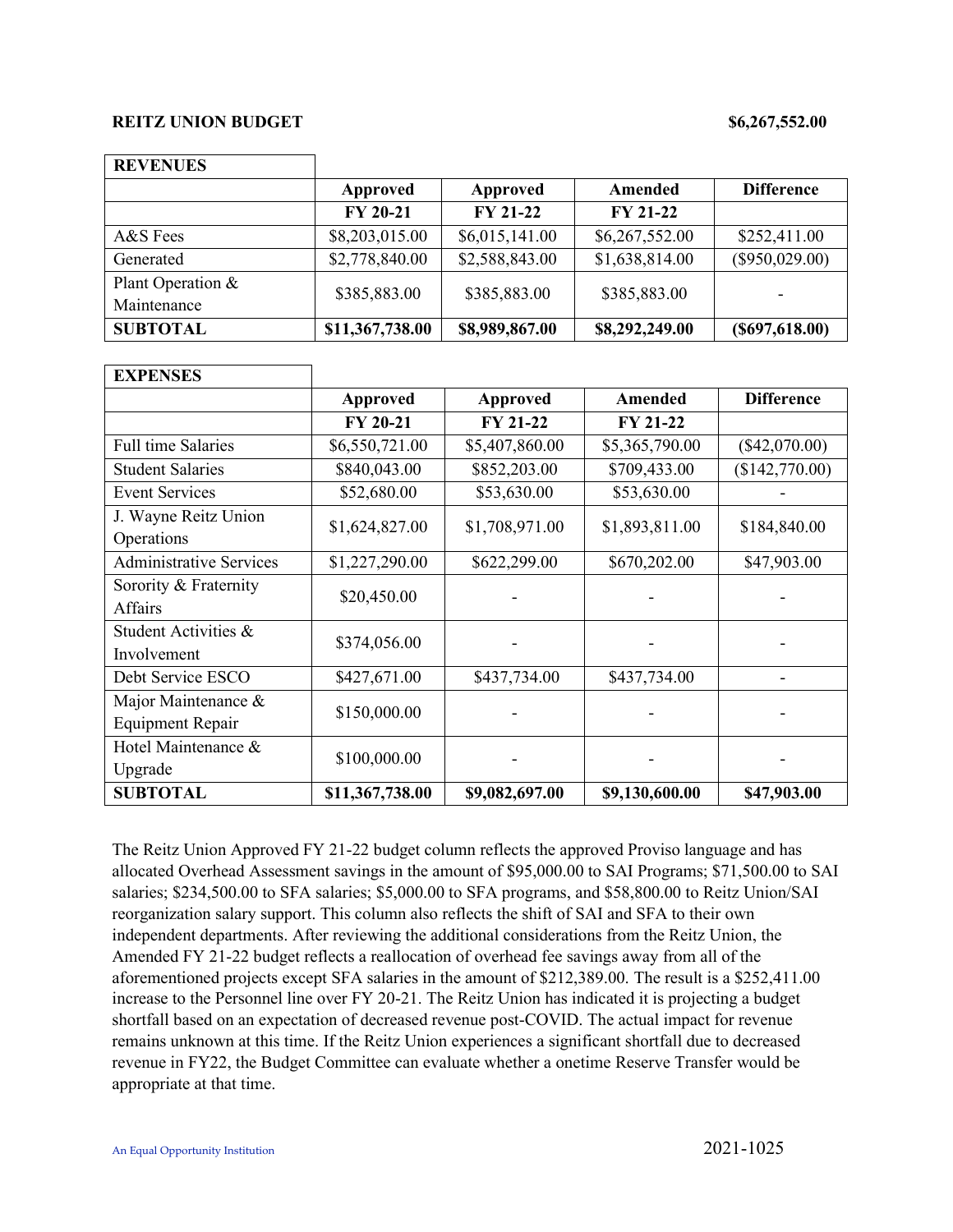**REITZ UNION BUDGET** **$6,267,552.00**

| REVENUES | Approved | Approved | Amended | Difference |
|---|---|---|---|---|
| | FY 20-21 | FY 21-22 | FY 21-22 | |
| A&S Fees | $8,203,015.00 | $6,015,141.00 | $6,267,552.00 | $252,411.00 |
| Generated | $2,778,840.00 | $2,588,843.00 | $1,638,814.00 | ($950,029.00) |
| Plant Operation & Maintenance | $385,883.00 | $385,883.00 | $385,883.00 | - |
| **SUBTOTAL** | **$11,367,738.00** | **$8,989,867.00** | **$8,292,249.00** | **($697,618.00)** |

| EXPENSES | Approved | Approved | Amended | Difference |
|---|---|---|---|---|
| | FY 20-21 | FY 21-22 | FY 21-22 | |
| Full time Salaries | $6,550,721.00 | $5,407,860.00 | $5,365,790.00 | ($42,070.00) |
| Student Salaries | $840,043.00 | $852,203.00 | $709,433.00 | ($142,770.00) |
| Event Services | $52,680.00 | $53,630.00 | $53,630.00 | - |
| J. Wayne Reitz Union Operations | $1,624,827.00 | $1,708,971.00 | $1,893,811.00 | $184,840.00 |
| Administrative Services | $1,227,290.00 | $622,299.00 | $670,202.00 | $47,903.00 |
| Sorority & Fraternity Affairs | $20,450.00 | - | - | - |
| Student Activities & Involvement | $374,056.00 | - | - | - |
| Debt Service ESCO | $427,671.00 | $437,734.00 | $437,734.00 | - |
| Major Maintenance & Equipment Repair | $150,000.00 | - | - | - |
| Hotel Maintenance & Upgrade | $100,000.00 | - | - | - |
| **SUBTOTAL** | **$11,367,738.00** | **$9,082,697.00** | **$9,130,600.00** | **$47,903.00** |

The Reitz Union Approved FY 21-22 budget column reflects the approved Proviso language and has allocated Overhead Assessment savings in the amount of $95,000.00 to SAI Programs; $71,500.00 to SAI salaries; $234,500.00 to SFA salaries; $5,000.00 to SFA programs, and $58,800.00 to Reitz Union/SAI reorganization salary support. This column also reflects the shift of SAI and SFA to their own independent departments. After reviewing the additional considerations from the Reitz Union, the Amended FY 21-22 budget reflects a reallocation of overhead fee savings away from all of the aforementioned projects except SFA salaries in the amount of $212,389.00. The result is a $252,411.00 increase to the Personnel line over FY 20-21. The Reitz Union has indicated it is projecting a budget shortfall based on an expectation of decreased revenue post-COVID. The actual impact for revenue remains unknown at this time. If the Reitz Union experiences a significant shortfall due to decreased revenue in FY22, the Budget Committee can evaluate whether a onetime Reserve Transfer would be appropriate at that time.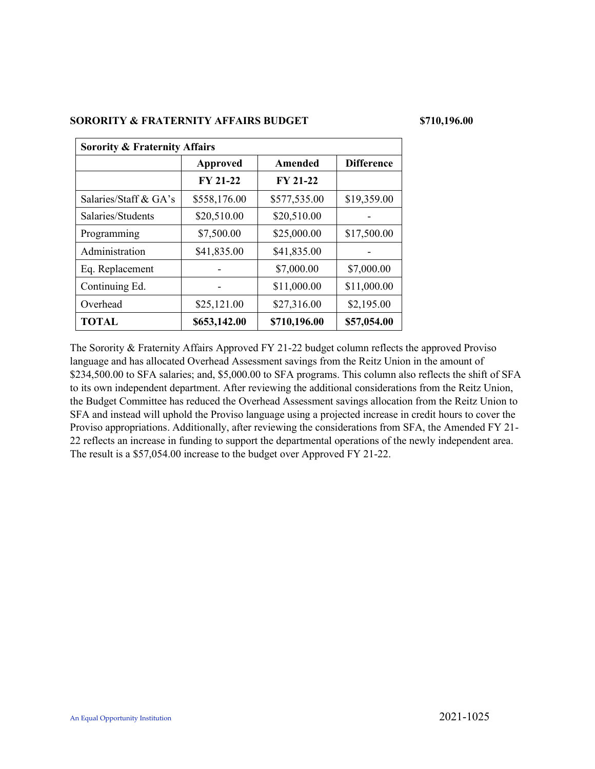**SORORITY & FRATERNITY AFFAIRS BUDGET** **$710,196.00**

| Sorority & Fraternity Affairs | | | |
|---|---|---|---|
| | **Approved** | **Amended** | **Difference** |
| | **FY 21-22** | **FY 21-22** | |
| Salaries/Staff & GA's | $558,176.00 | $577,535.00 | $19,359.00 |
| Salaries/Students | $20,510.00 | $20,510.00 | - |
| Programming | $7,500.00 | $25,000.00 | $17,500.00 |
| Administration | $41,835.00 | $41,835.00 | - |
| Eq. Replacement | - | $7,000.00 | $7,000.00 |
| Continuing Ed. | - | $11,000.00 | $11,000.00 |
| Overhead | $25,121.00 | $27,316.00 | $2,195.00 |
| **TOTAL** | **$653,142.00** | **$710,196.00** | **$57,054.00** |

The Sorority & Fraternity Affairs Approved FY 21-22 budget column reflects the approved Proviso language and has allocated Overhead Assessment savings from the Reitz Union in the amount of $234,500.00 to SFA salaries; and, $5,000.00 to SFA programs. This column also reflects the shift of SFA to its own independent department. After reviewing the additional considerations from the Reitz Union, the Budget Committee has reduced the Overhead Assessment savings allocation from the Reitz Union to SFA and instead will uphold the Proviso language using a projected increase in credit hours to cover the Proviso appropriations. Additionally, after reviewing the considerations from SFA, the Amended FY 21-22 reflects an increase in funding to support the departmental operations of the newly independent area. The result is a $57,054.00 increase to the budget over Approved FY 21-22.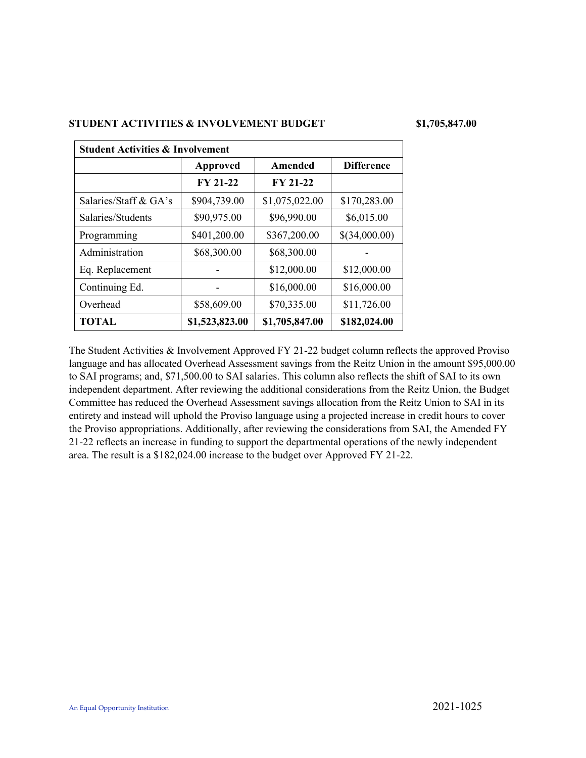**STUDENT ACTIVITIES & INVOLVEMENT BUDGET** **$1,705,847.00**

| Student Activities & Involvement | | | |
|---|---|---|---|
| | **Approved** | **Amended** | **Difference** |
| | **FY 21-22** | **FY 21-22** | |
| Salaries/Staff & GA's | $904,739.00 | $1,075,022.00 | $170,283.00 |
| Salaries/Students | $90,975.00 | $96,990.00 | $6,015.00 |
| Programming | $401,200.00 | $367,200.00 | $(34,000.00) |
| Administration | $68,300.00 | $68,300.00 | - |
| Eq. Replacement | - | $12,000.00 | $12,000.00 |
| Continuing Ed. | - | $16,000.00 | $16,000.00 |
| Overhead | $58,609.00 | $70,335.00 | $11,726.00 |
| **TOTAL** | **$1,523,823.00** | **$1,705,847.00** | **$182,024.00** |

The Student Activities & Involvement Approved FY 21-22 budget column reflects the approved Proviso language and has allocated Overhead Assessment savings from the Reitz Union in the amount $95,000.00 to SAI programs; and, $71,500.00 to SAI salaries. This column also reflects the shift of SAI to its own independent department. After reviewing the additional considerations from the Reitz Union, the Budget Committee has reduced the Overhead Assessment savings allocation from the Reitz Union to SAI in its entirety and instead will uphold the Proviso language using a projected increase in credit hours to cover the Proviso appropriations. Additionally, after reviewing the considerations from SAI, the Amended FY 21-22 reflects an increase in funding to support the departmental operations of the newly independent area. The result is a $182,024.00 increase to the budget over Approved FY 21-22.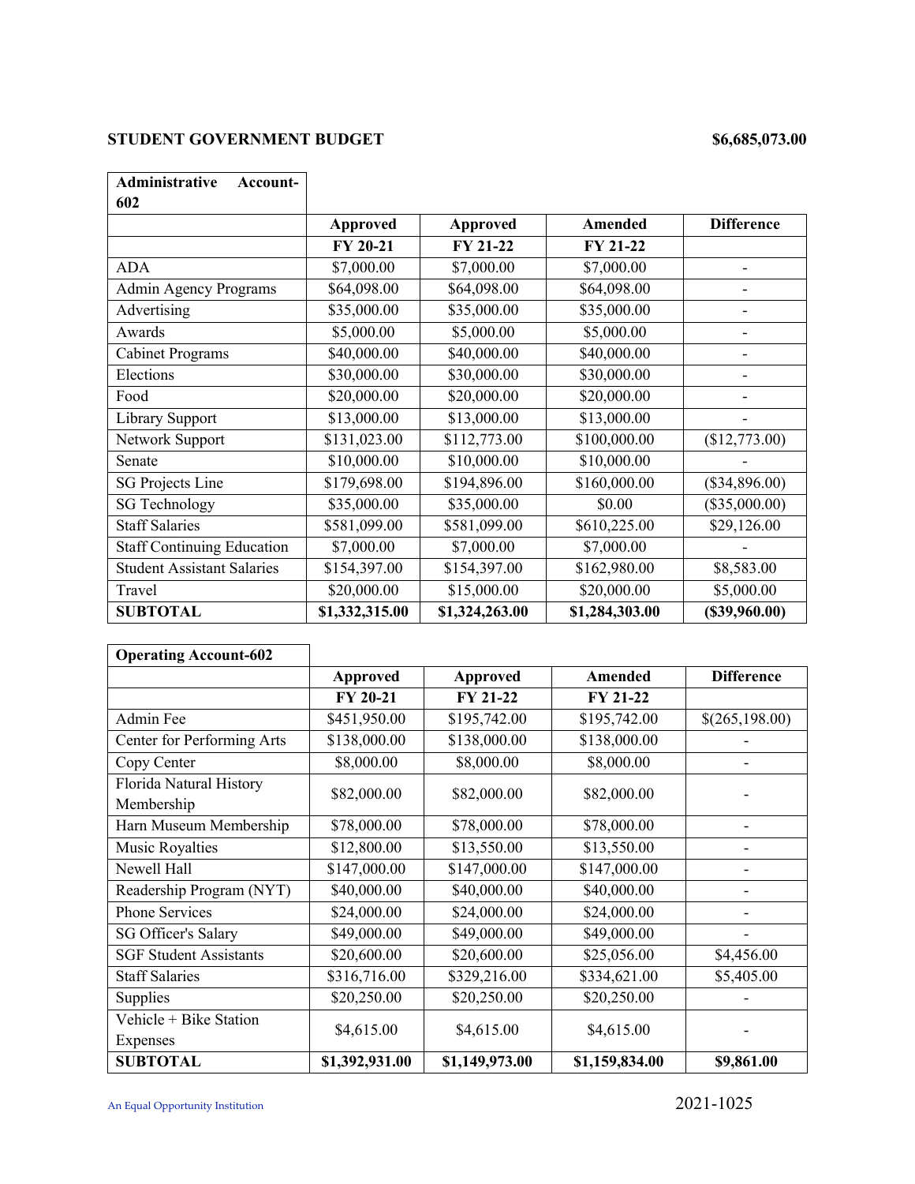**STUDENT GOVERNMENT BUDGET** **$6,685,073.00**

| **Administrative Account-602** | **Approved FY 20-21** | **Approved FY 21-22** | **Amended FY 21-22** | **Difference** |
|---|---|---|---|---|
| ADA | $7,000.00 | $7,000.00 | $7,000.00 | - |
| Admin Agency Programs | $64,098.00 | $64,098.00 | $64,098.00 | - |
| Advertising | $35,000.00 | $35,000.00 | $35,000.00 | - |
| Awards | $5,000.00 | $5,000.00 | $5,000.00 | - |
| Cabinet Programs | $40,000.00 | $40,000.00 | $40,000.00 | - |
| Elections | $30,000.00 | $30,000.00 | $30,000.00 | - |
| Food | $20,000.00 | $20,000.00 | $20,000.00 | - |
| Library Support | $13,000.00 | $13,000.00 | $13,000.00 | - |
| Network Support | $131,023.00 | $112,773.00 | $100,000.00 | ($12,773.00) |
| Senate | $10,000.00 | $10,000.00 | $10,000.00 | - |
| SG Projects Line | $179,698.00 | $194,896.00 | $160,000.00 | ($34,896.00) |
| SG Technology | $35,000.00 | $35,000.00 | $0.00 | ($35,000.00) |
| Staff Salaries | $581,099.00 | $581,099.00 | $610,225.00 | $29,126.00 |
| Staff Continuing Education | $7,000.00 | $7,000.00 | $7,000.00 | - |
| Student Assistant Salaries | $154,397.00 | $154,397.00 | $162,980.00 | $8,583.00 |
| Travel | $20,000.00 | $15,000.00 | $20,000.00 | $5,000.00 |
| **SUBTOTAL** | **$1,332,315.00** | **$1,324,263.00** | **$1,284,303.00** | **($39,960.00)** |

| **Operating Account-602** | **Approved FY 20-21** | **Approved FY 21-22** | **Amended FY 21-22** | **Difference** |
|---|---|---|---|---|
| Admin Fee | $451,950.00 | $195,742.00 | $195,742.00 | $(265,198.00) |
| Center for Performing Arts | $138,000.00 | $138,000.00 | $138,000.00 | - |
| Copy Center | $8,000.00 | $8,000.00 | $8,000.00 | - |
| Florida Natural History Membership | $82,000.00 | $82,000.00 | $82,000.00 | - |
| Harn Museum Membership | $78,000.00 | $78,000.00 | $78,000.00 | - |
| Music Royalties | $12,800.00 | $13,550.00 | $13,550.00 | - |
| Newell Hall | $147,000.00 | $147,000.00 | $147,000.00 | - |
| Readership Program (NYT) | $40,000.00 | $40,000.00 | $40,000.00 | - |
| Phone Services | $24,000.00 | $24,000.00 | $24,000.00 | - |
| SG Officer's Salary | $49,000.00 | $49,000.00 | $49,000.00 | - |
| SGF Student Assistants | $20,600.00 | $20,600.00 | $25,056.00 | $4,456.00 |
| Staff Salaries | $316,716.00 | $329,216.00 | $334,621.00 | $5,405.00 |
| Supplies | $20,250.00 | $20,250.00 | $20,250.00 | - |
| Vehicle + Bike Station Expenses | $4,615.00 | $4,615.00 | $4,615.00 | - |
| **SUBTOTAL** | **$1,392,931.00** | **$1,149,973.00** | **$1,159,834.00** | **$9,861.00** |

An Equal Opportunity Institution

2021-1025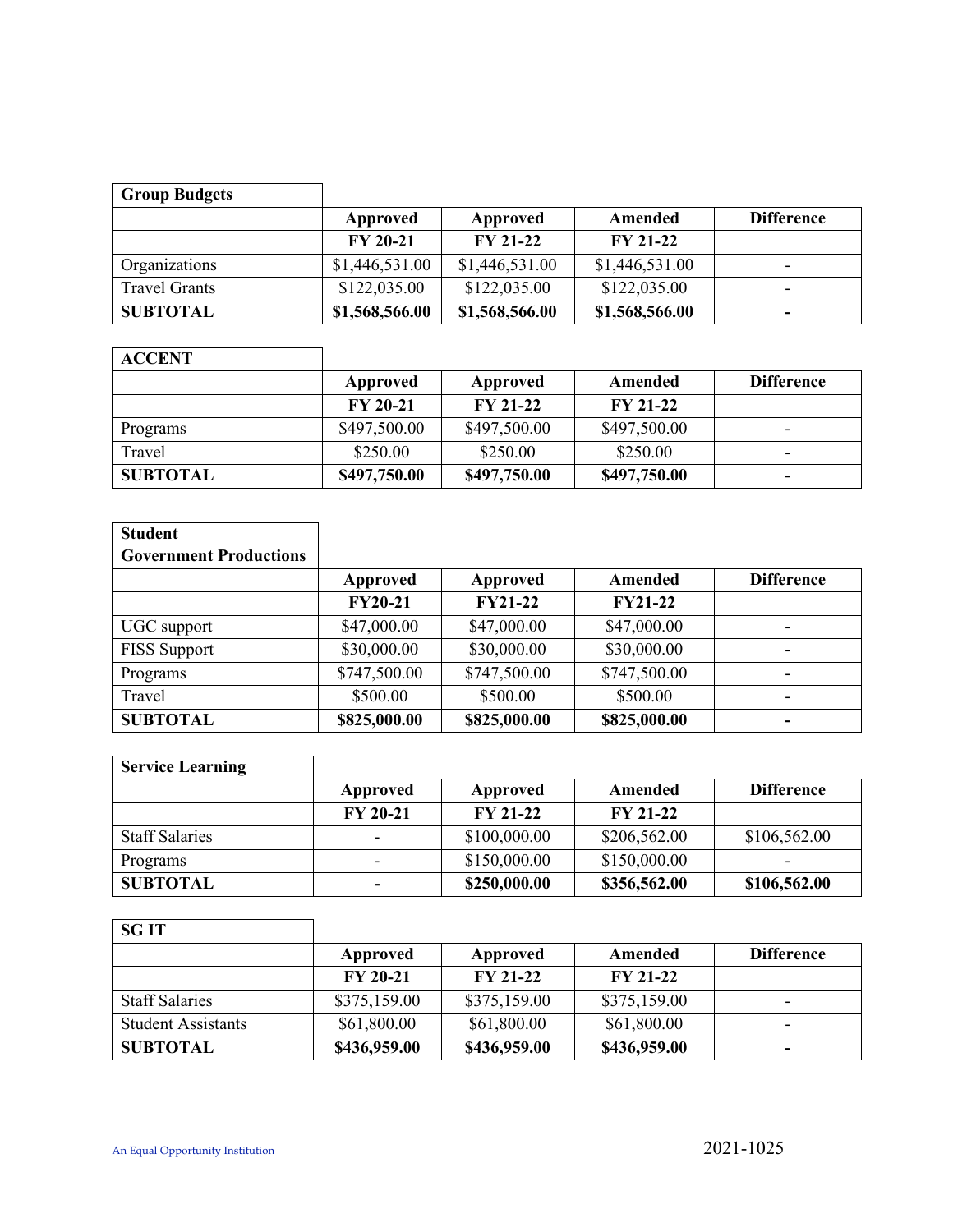| Group Budgets | | | | |
|---|---|---|---|---|
| | Approved | Approved | Amended | Difference |
| | FY 20-21 | FY 21-22 | FY 21-22 | |
| Organizations | $1,446,531.00 | $1,446,531.00 | $1,446,531.00 | - |
| Travel Grants | $122,035.00 | $122,035.00 | $122,035.00 | - |
| **SUBTOTAL** | **$1,568,566.00** | **$1,568,566.00** | **$1,568,566.00** | **-** |

| ACCENT | | | | |
|---|---|---|---|---|
| | Approved | Approved | Amended | Difference |
| | FY 20-21 | FY 21-22 | FY 21-22 | |
| Programs | $497,500.00 | $497,500.00 | $497,500.00 | - |
| Travel | $250.00 | $250.00 | $250.00 | - |
| **SUBTOTAL** | **$497,750.00** | **$497,750.00** | **$497,750.00** | **-** |

| Student Government Productions | | | | |
|---|---|---|---|---|
| | Approved | Approved | Amended | Difference |
| | FY20-21 | FY21-22 | FY21-22 | |
| UGC support | $47,000.00 | $47,000.00 | $47,000.00 | - |
| FISS Support | $30,000.00 | $30,000.00 | $30,000.00 | - |
| Programs | $747,500.00 | $747,500.00 | $747,500.00 | - |
| Travel | $500.00 | $500.00 | $500.00 | - |
| **SUBTOTAL** | **$825,000.00** | **$825,000.00** | **$825,000.00** | **-** |

| Service Learning | | | | |
|---|---|---|---|---|
| | Approved | Approved | Amended | Difference |
| | FY 20-21 | FY 21-22 | FY 21-22 | |
| Staff Salaries | - | $100,000.00 | $206,562.00 | $106,562.00 |
| Programs | - | $150,000.00 | $150,000.00 | - |
| **SUBTOTAL** | **-** | **$250,000.00** | **$356,562.00** | **$106,562.00** |

| SG IT | | | | |
|---|---|---|---|---|
| | Approved | Approved | Amended | Difference |
| | FY 20-21 | FY 21-22 | FY 21-22 | |
| Staff Salaries | $375,159.00 | $375,159.00 | $375,159.00 | - |
| Student Assistants | $61,800.00 | $61,800.00 | $61,800.00 | - |
| **SUBTOTAL** | **$436,959.00** | **$436,959.00** | **$436,959.00** | **-** |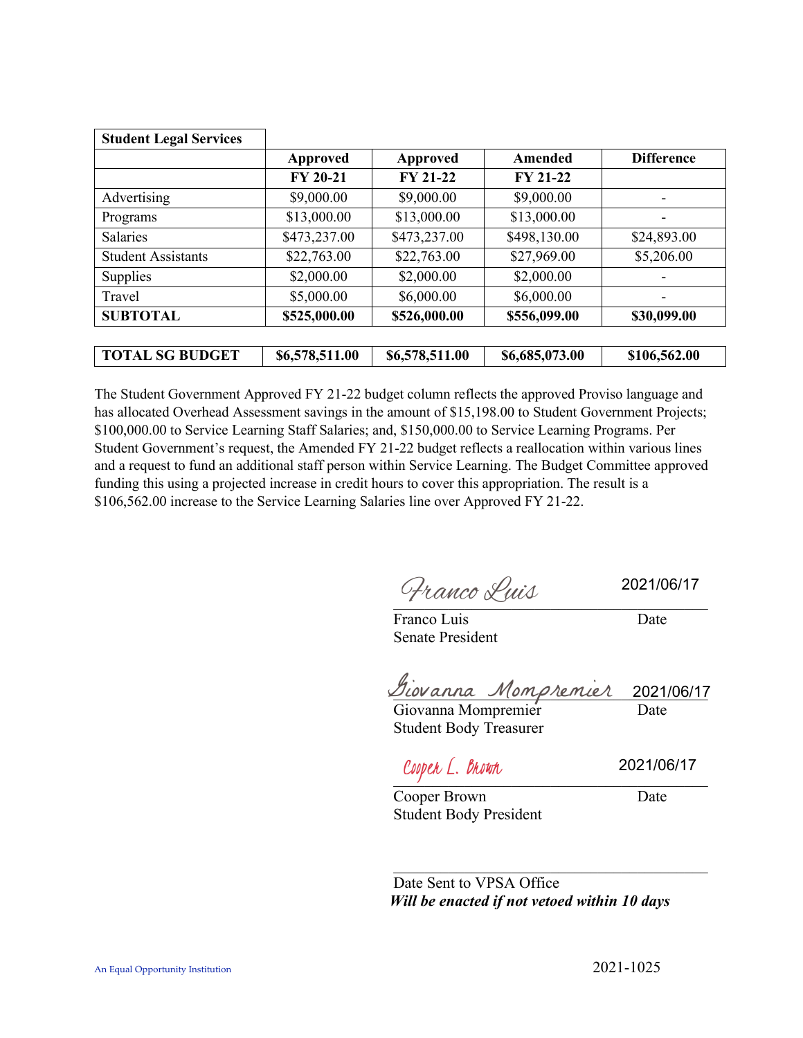| Student Legal Services | Approved FY 20-21 | Approved FY 21-22 | Amended FY 21-22 | Difference |
|---|---|---|---|---|
| Advertising | $9,000.00 | $9,000.00 | $9,000.00 | - |
| Programs | $13,000.00 | $13,000.00 | $13,000.00 | - |
| Salaries | $473,237.00 | $473,237.00 | $498,130.00 | $24,893.00 |
| Student Assistants | $22,763.00 | $22,763.00 | $27,969.00 | $5,206.00 |
| Supplies | $2,000.00 | $2,000.00 | $2,000.00 | - |
| Travel | $5,000.00 | $6,000.00 | $6,000.00 | - |
| **SUBTOTAL** | **$525,000.00** | **$526,000.00** | **$556,099.00** | **$30,099.00** |

| | | | | |
|---|---|---|---|---|
| **TOTAL SG BUDGET** | **$6,578,511.00** | **$6,578,511.00** | **$6,685,073.00** | **$106,562.00** |

The Student Government Approved FY 21-22 budget column reflects the approved Proviso language and has allocated Overhead Assessment savings in the amount of $15,198.00 to Student Government Projects; $100,000.00 to Service Learning Staff Salaries; and, $150,000.00 to Service Learning Programs. Per Student Government's request, the Amended FY 21-22 budget reflects a reallocation within various lines and a request to fund an additional staff person within Service Learning. The Budget Committee approved funding this using a projected increase in credit hours to cover this appropriation. The result is a $106,562.00 increase to the Service Learning Salaries line over Approved FY 21-22.

Franco Luis — 2021/06/17

Franco Luis, Senate President — Date

Giovanna Mompremier — 2021/06/17

Giovanna Mompremier, Student Body Treasurer — Date

Cooper L. Brown — 2021/06/17

Cooper Brown, Student Body President — Date

Date Sent to VPSA Office

***Will be enacted if not vetoed within 10 days***

An Equal Opportunity Institution

2021-1025